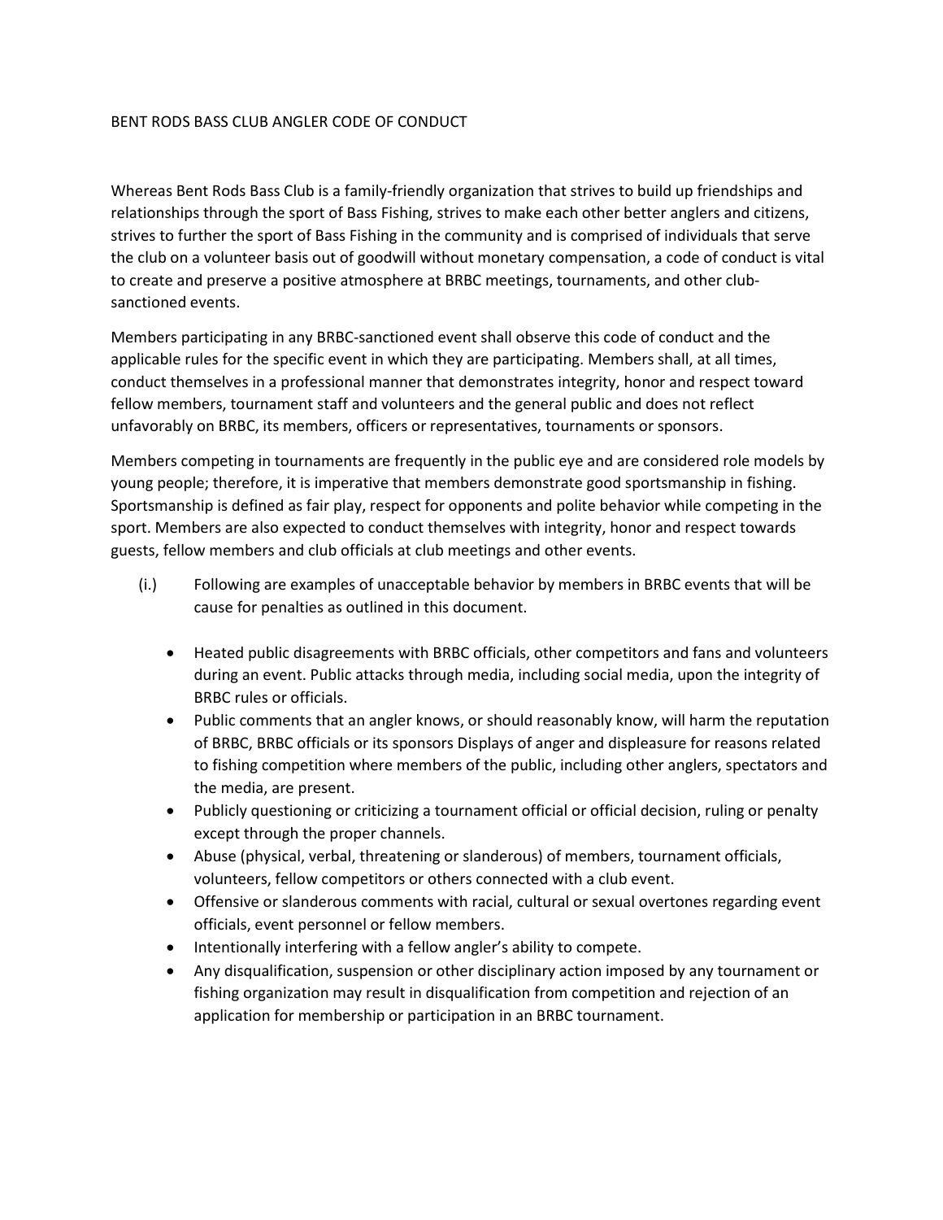# BENT RODS BASS CLUB ANGLER CODE OF CONDUCT

Whereas Bent Rods Bass Club is a family-friendly organization that strives to build up friendships and relationships through the sport of Bass Fishing, strives to make each other better anglers and citizens, strives to further the sport of Bass Fishing in the community and is comprised of individuals that serve the club on a volunteer basis out of goodwill without monetary compensation, a code of conduct is vital to create and preserve a positive atmosphere at BRBC meetings, tournaments, and other club-sanctioned events.

Members participating in any BRBC-sanctioned event shall observe this code of conduct and the applicable rules for the specific event in which they are participating. Members shall, at all times, conduct themselves in a professional manner that demonstrates integrity, honor and respect toward fellow members, tournament staff and volunteers and the general public and does not reflect unfavorably on BRBC, its members, officers or representatives, tournaments or sponsors.

Members competing in tournaments are frequently in the public eye and are considered role models by young people; therefore, it is imperative that members demonstrate good sportsmanship in fishing. Sportsmanship is defined as fair play, respect for opponents and polite behavior while competing in the sport. Members are also expected to conduct themselves with integrity, honor and respect towards guests, fellow members and club officials at club meetings and other events.

(i.) Following are examples of unacceptable behavior by members in BRBC events that will be cause for penalties as outlined in this document.

- Heated public disagreements with BRBC officials, other competitors and fans and volunteers during an event. Public attacks through media, including social media, upon the integrity of BRBC rules or officials.
- Public comments that an angler knows, or should reasonably know, will harm the reputation of BRBC, BRBC officials or its sponsors Displays of anger and displeasure for reasons related to fishing competition where members of the public, including other anglers, spectators and the media, are present.
- Publicly questioning or criticizing a tournament official or official decision, ruling or penalty except through the proper channels.
- Abuse (physical, verbal, threatening or slanderous) of members, tournament officials, volunteers, fellow competitors or others connected with a club event.
- Offensive or slanderous comments with racial, cultural or sexual overtones regarding event officials, event personnel or fellow members.
- Intentionally interfering with a fellow angler's ability to compete.
- Any disqualification, suspension or other disciplinary action imposed by any tournament or fishing organization may result in disqualification from competition and rejection of an application for membership or participation in an BRBC tournament.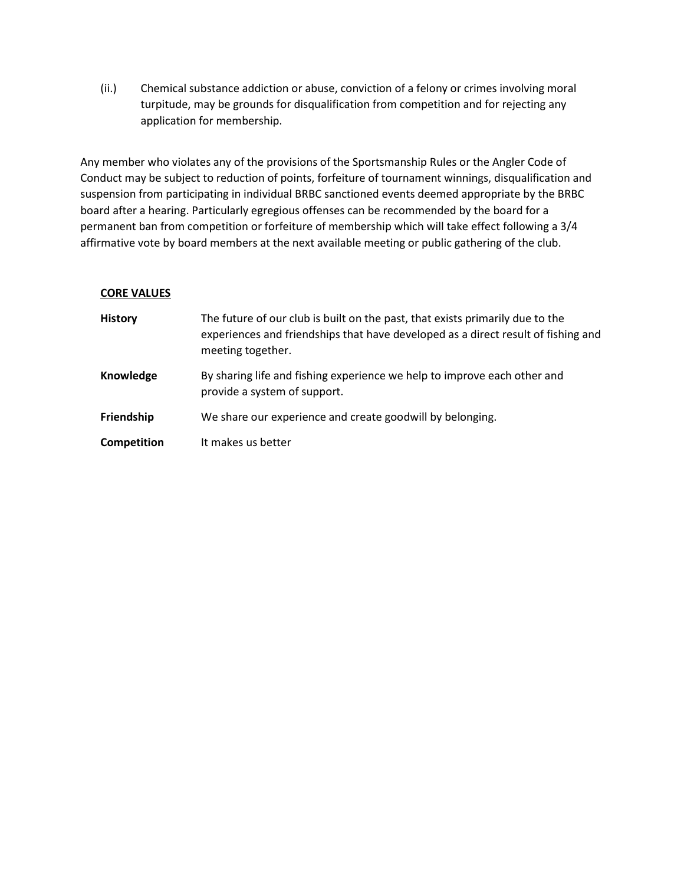(ii.) Chemical substance addiction or abuse, conviction of a felony or crimes involving moral turpitude, may be grounds for disqualification from competition and for rejecting any application for membership.

Any member who violates any of the provisions of the Sportsmanship Rules or the Angler Code of Conduct may be subject to reduction of points, forfeiture of tournament winnings, disqualification and suspension from participating in individual BRBC sanctioned events deemed appropriate by the BRBC board after a hearing. Particularly egregious offenses can be recommended by the board for a permanent ban from competition or forfeiture of membership which will take effect following a 3/4 affirmative vote by board members at the next available meeting or public gathering of the club.

**CORE VALUES**

| | |
|---|---|
| **History** | The future of our club is built on the past, that exists primarily due to the experiences and friendships that have developed as a direct result of fishing and meeting together. |
| **Knowledge** | By sharing life and fishing experience we help to improve each other and provide a system of support. |
| **Friendship** | We share our experience and create goodwill by belonging. |
| **Competition** | It makes us better |